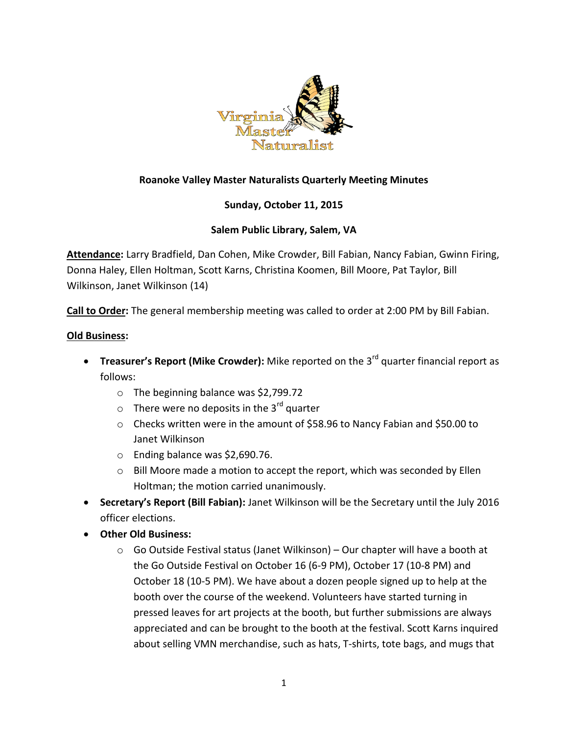**Roanoke Valley Master Naturalists Quarterly Meeting Minutes**

**Sunday, October 11, 2015**

**Salem Public Library, Salem, VA**

**Attendance:** Larry Bradfield, Dan Cohen, Mike Crowder, Bill Fabian, Nancy Fabian, Gwinn Firing, Donna Haley, Ellen Holtman, Scott Karns, Christina Koomen, Bill Moore, Pat Taylor, Bill Wilkinson, Janet Wilkinson (14)

**Call to Order:** The general membership meeting was called to order at 2:00 PM by Bill Fabian.

**Old Business:**

- **Treasurer's Report (Mike Crowder):** Mike reported on the 3rd quarter financial report as follows:
  - The beginning balance was $2,799.72
  - There were no deposits in the 3rd quarter
  - Checks written were in the amount of $58.96 to Nancy Fabian and $50.00 to Janet Wilkinson
  - Ending balance was $2,690.76.
  - Bill Moore made a motion to accept the report, which was seconded by Ellen Holtman; the motion carried unanimously.
- **Secretary's Report (Bill Fabian):** Janet Wilkinson will be the Secretary until the July 2016 officer elections.
- **Other Old Business:**
  - Go Outside Festival status (Janet Wilkinson) – Our chapter will have a booth at the Go Outside Festival on October 16 (6-9 PM), October 17 (10-8 PM) and October 18 (10-5 PM). We have about a dozen people signed up to help at the booth over the course of the weekend. Volunteers have started turning in pressed leaves for art projects at the booth, but further submissions are always appreciated and can be brought to the booth at the festival. Scott Karns inquired about selling VMN merchandise, such as hats, T-shirts, tote bags, and mugs that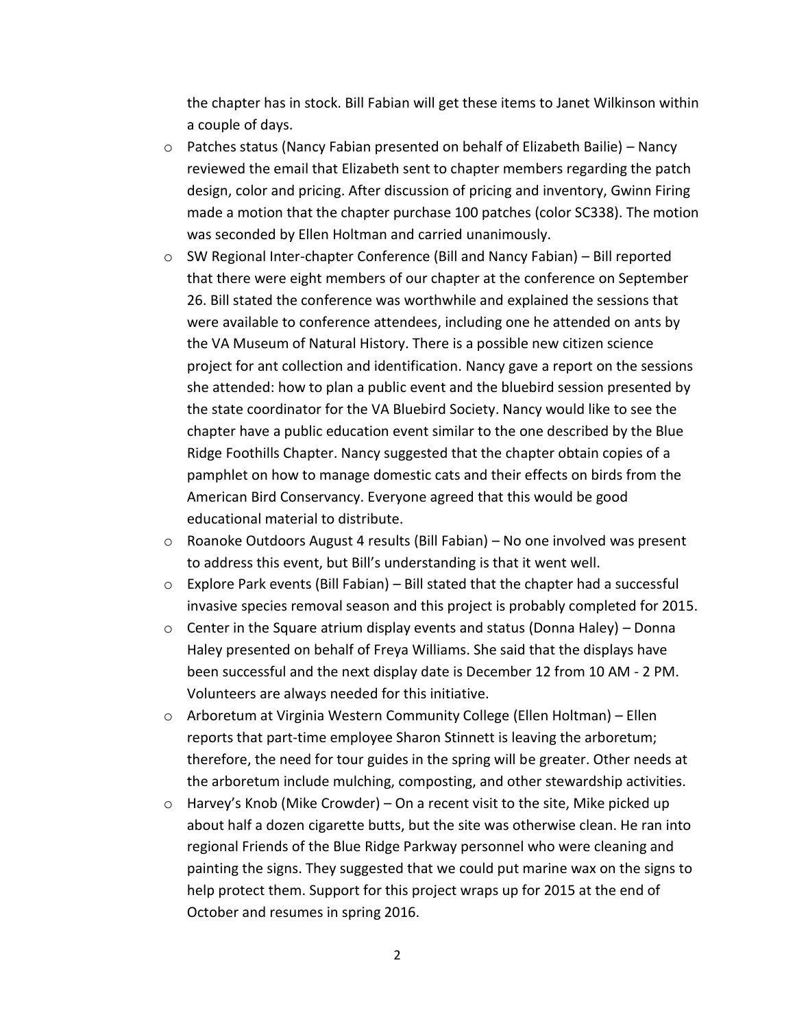the chapter has in stock. Bill Fabian will get these items to Janet Wilkinson within a couple of days.

- Patches status (Nancy Fabian presented on behalf of Elizabeth Bailie) – Nancy reviewed the email that Elizabeth sent to chapter members regarding the patch design, color and pricing. After discussion of pricing and inventory, Gwinn Firing made a motion that the chapter purchase 100 patches (color SC338). The motion was seconded by Ellen Holtman and carried unanimously.
- SW Regional Inter-chapter Conference (Bill and Nancy Fabian) – Bill reported that there were eight members of our chapter at the conference on September 26. Bill stated the conference was worthwhile and explained the sessions that were available to conference attendees, including one he attended on ants by the VA Museum of Natural History. There is a possible new citizen science project for ant collection and identification. Nancy gave a report on the sessions she attended: how to plan a public event and the bluebird session presented by the state coordinator for the VA Bluebird Society. Nancy would like to see the chapter have a public education event similar to the one described by the Blue Ridge Foothills Chapter. Nancy suggested that the chapter obtain copies of a pamphlet on how to manage domestic cats and their effects on birds from the American Bird Conservancy. Everyone agreed that this would be good educational material to distribute.
- Roanoke Outdoors August 4 results (Bill Fabian) – No one involved was present to address this event, but Bill's understanding is that it went well.
- Explore Park events (Bill Fabian) – Bill stated that the chapter had a successful invasive species removal season and this project is probably completed for 2015.
- Center in the Square atrium display events and status (Donna Haley) – Donna Haley presented on behalf of Freya Williams. She said that the displays have been successful and the next display date is December 12 from 10 AM - 2 PM. Volunteers are always needed for this initiative.
- Arboretum at Virginia Western Community College (Ellen Holtman) – Ellen reports that part-time employee Sharon Stinnett is leaving the arboretum; therefore, the need for tour guides in the spring will be greater. Other needs at the arboretum include mulching, composting, and other stewardship activities.
- Harvey's Knob (Mike Crowder) – On a recent visit to the site, Mike picked up about half a dozen cigarette butts, but the site was otherwise clean. He ran into regional Friends of the Blue Ridge Parkway personnel who were cleaning and painting the signs. They suggested that we could put marine wax on the signs to help protect them. Support for this project wraps up for 2015 at the end of October and resumes in spring 2016.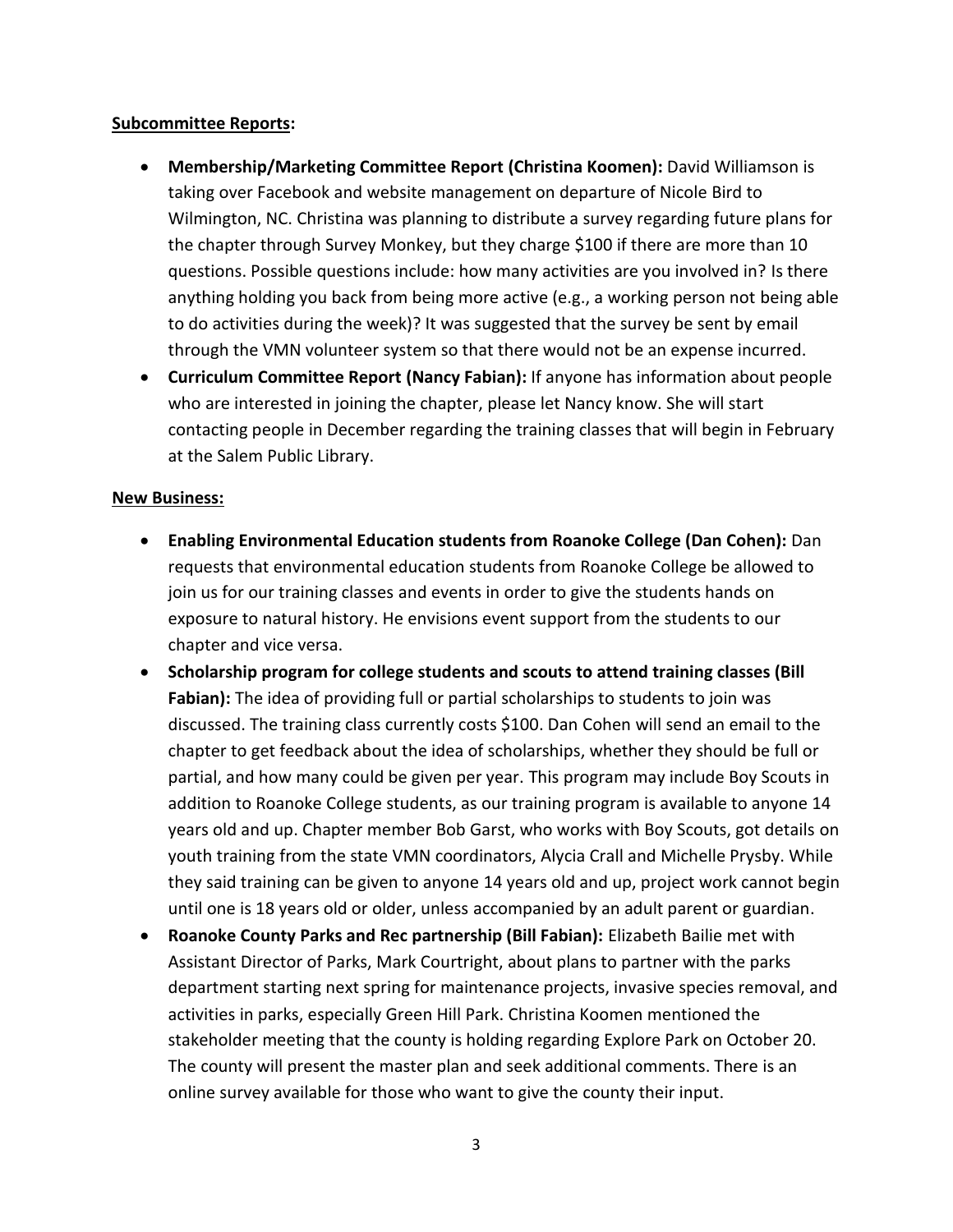**Subcommittee Reports:**

- **Membership/Marketing Committee Report (Christina Koomen):** David Williamson is taking over Facebook and website management on departure of Nicole Bird to Wilmington, NC. Christina was planning to distribute a survey regarding future plans for the chapter through Survey Monkey, but they charge $100 if there are more than 10 questions. Possible questions include: how many activities are you involved in? Is there anything holding you back from being more active (e.g., a working person not being able to do activities during the week)? It was suggested that the survey be sent by email through the VMN volunteer system so that there would not be an expense incurred.
- **Curriculum Committee Report (Nancy Fabian):** If anyone has information about people who are interested in joining the chapter, please let Nancy know. She will start contacting people in December regarding the training classes that will begin in February at the Salem Public Library.

**New Business:**

- **Enabling Environmental Education students from Roanoke College (Dan Cohen):** Dan requests that environmental education students from Roanoke College be allowed to join us for our training classes and events in order to give the students hands on exposure to natural history. He envisions event support from the students to our chapter and vice versa.
- **Scholarship program for college students and scouts to attend training classes (Bill Fabian):** The idea of providing full or partial scholarships to students to join was discussed. The training class currently costs $100. Dan Cohen will send an email to the chapter to get feedback about the idea of scholarships, whether they should be full or partial, and how many could be given per year. This program may include Boy Scouts in addition to Roanoke College students, as our training program is available to anyone 14 years old and up. Chapter member Bob Garst, who works with Boy Scouts, got details on youth training from the state VMN coordinators, Alycia Crall and Michelle Prysby. While they said training can be given to anyone 14 years old and up, project work cannot begin until one is 18 years old or older, unless accompanied by an adult parent or guardian.
- **Roanoke County Parks and Rec partnership (Bill Fabian):** Elizabeth Bailie met with Assistant Director of Parks, Mark Courtright, about plans to partner with the parks department starting next spring for maintenance projects, invasive species removal, and activities in parks, especially Green Hill Park. Christina Koomen mentioned the stakeholder meeting that the county is holding regarding Explore Park on October 20. The county will present the master plan and seek additional comments. There is an online survey available for those who want to give the county their input.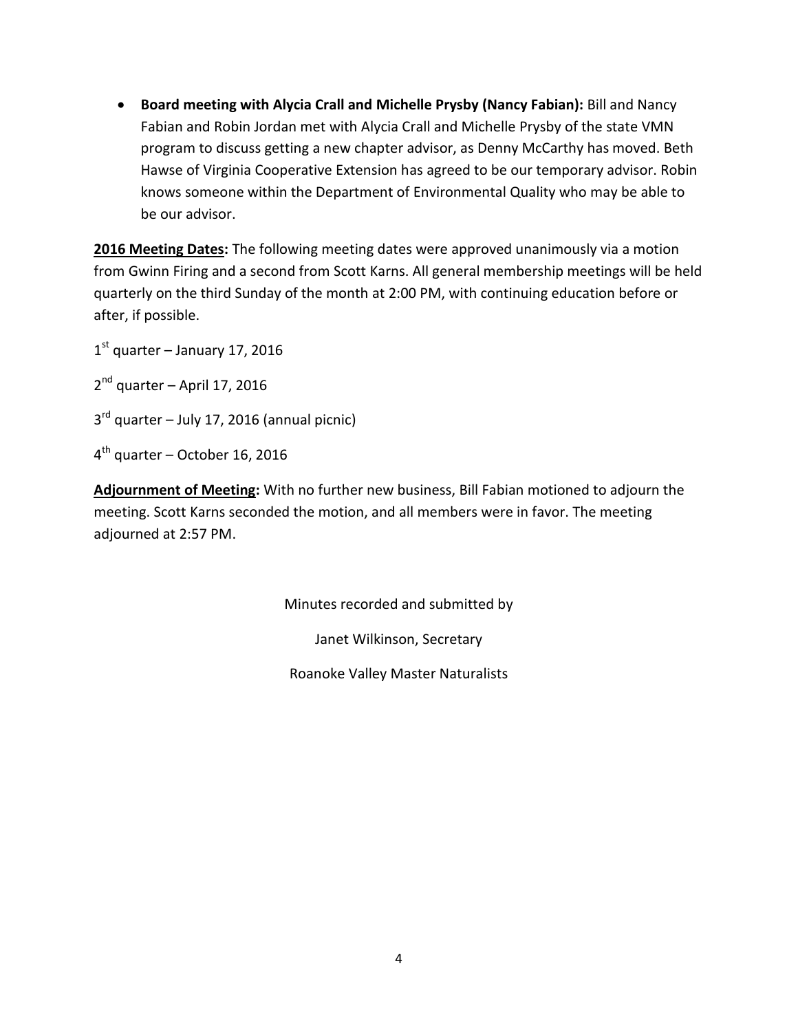- **Board meeting with Alycia Crall and Michelle Prysby (Nancy Fabian):** Bill and Nancy Fabian and Robin Jordan met with Alycia Crall and Michelle Prysby of the state VMN program to discuss getting a new chapter advisor, as Denny McCarthy has moved. Beth Hawse of Virginia Cooperative Extension has agreed to be our temporary advisor. Robin knows someone within the Department of Environmental Quality who may be able to be our advisor.

**<u>2016 Meeting Dates</u>:** The following meeting dates were approved unanimously via a motion from Gwinn Firing and a second from Scott Karns. All general membership meetings will be held quarterly on the third Sunday of the month at 2:00 PM, with continuing education before or after, if possible.

1st quarter – January 17, 2016

2nd quarter – April 17, 2016

3rd quarter – July 17, 2016 (annual picnic)

4th quarter – October 16, 2016

**<u>Adjournment of Meeting</u>:** With no further new business, Bill Fabian motioned to adjourn the meeting. Scott Karns seconded the motion, and all members were in favor. The meeting adjourned at 2:57 PM.

Minutes recorded and submitted by

Janet Wilkinson, Secretary

Roanoke Valley Master Naturalists